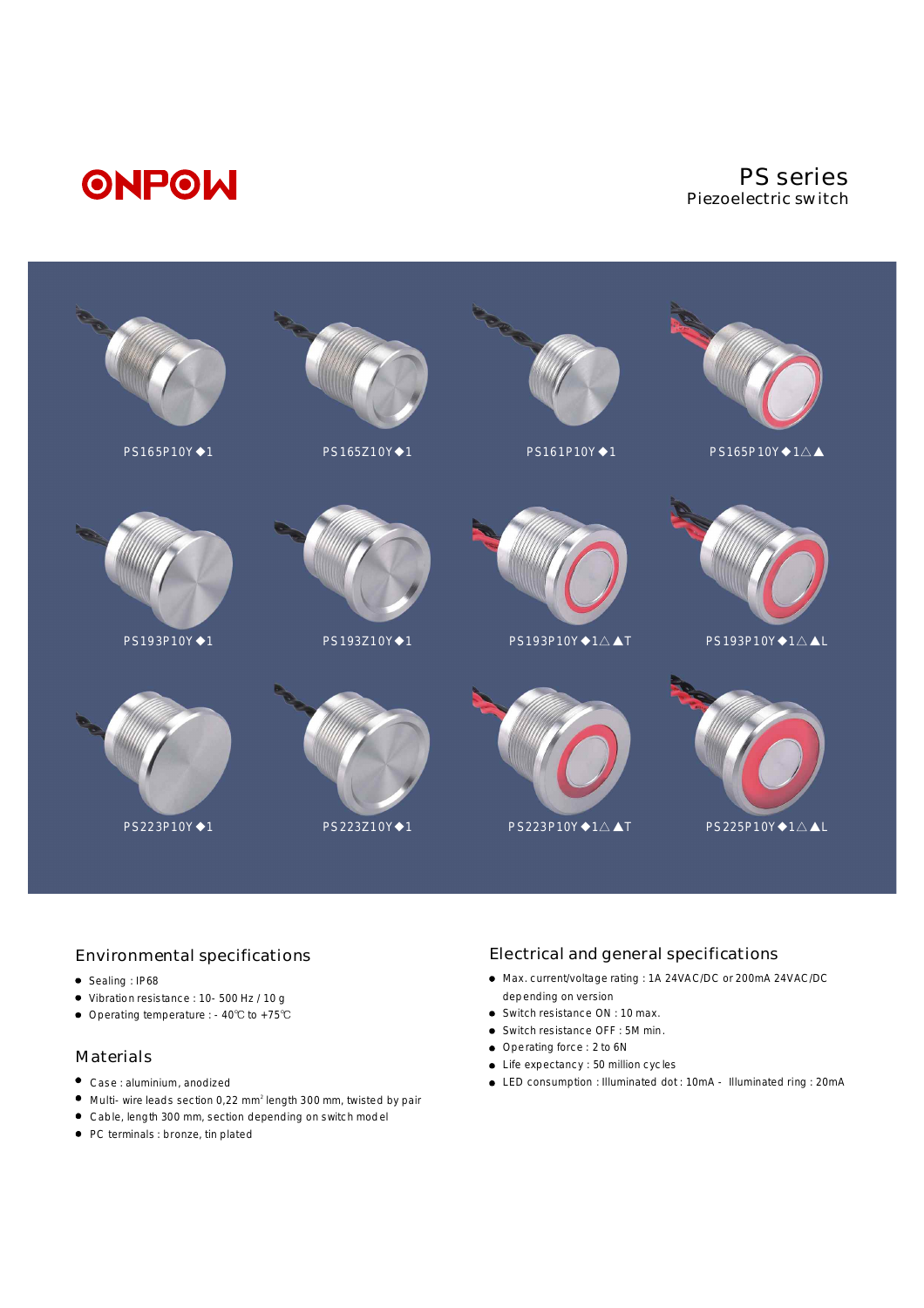# ONPOW

## PS series
Piezoelectric switch

PS165P10Y◆1

PS165Z10Y◆1

PS161P10Y◆1

PS165P10Y◆1△▲

PS193P10Y◆1

PS193Z10Y◆1

PS193P10Y◆1△▲T

PS193P10Y◆1△▲L

PS223P10Y◆1

PS223Z10Y◆1

PS223P10Y◆1△▲T

PS225P10Y◆1△▲L

## Environmental specifications

- Sealing : IP68
- Vibration resistance : 10- 500 Hz / 10 g
- Operating temperature : - 40℃ to +75℃

## Materials

- Case : aluminium, anodized
- Multi- wire leads section 0,22 $mm^2$ length 300 mm, twisted by pair
- Cable, length 300 mm, section depending on switch model
- PC terminals : bronze, tin plated

## Electrical and general specifications

- Max. current/voltage rating : 1A 24VAC/DC or 200mA 24VAC/DC depending on version
- Switch resistance ON : 10 max.
- Switch resistance OFF : 5M min.
- Operating force : 2 to 6N
- Life expectancy : 50 million cycles
- LED consumption : Illuminated dot : 10mA - Illuminated ring : 20mA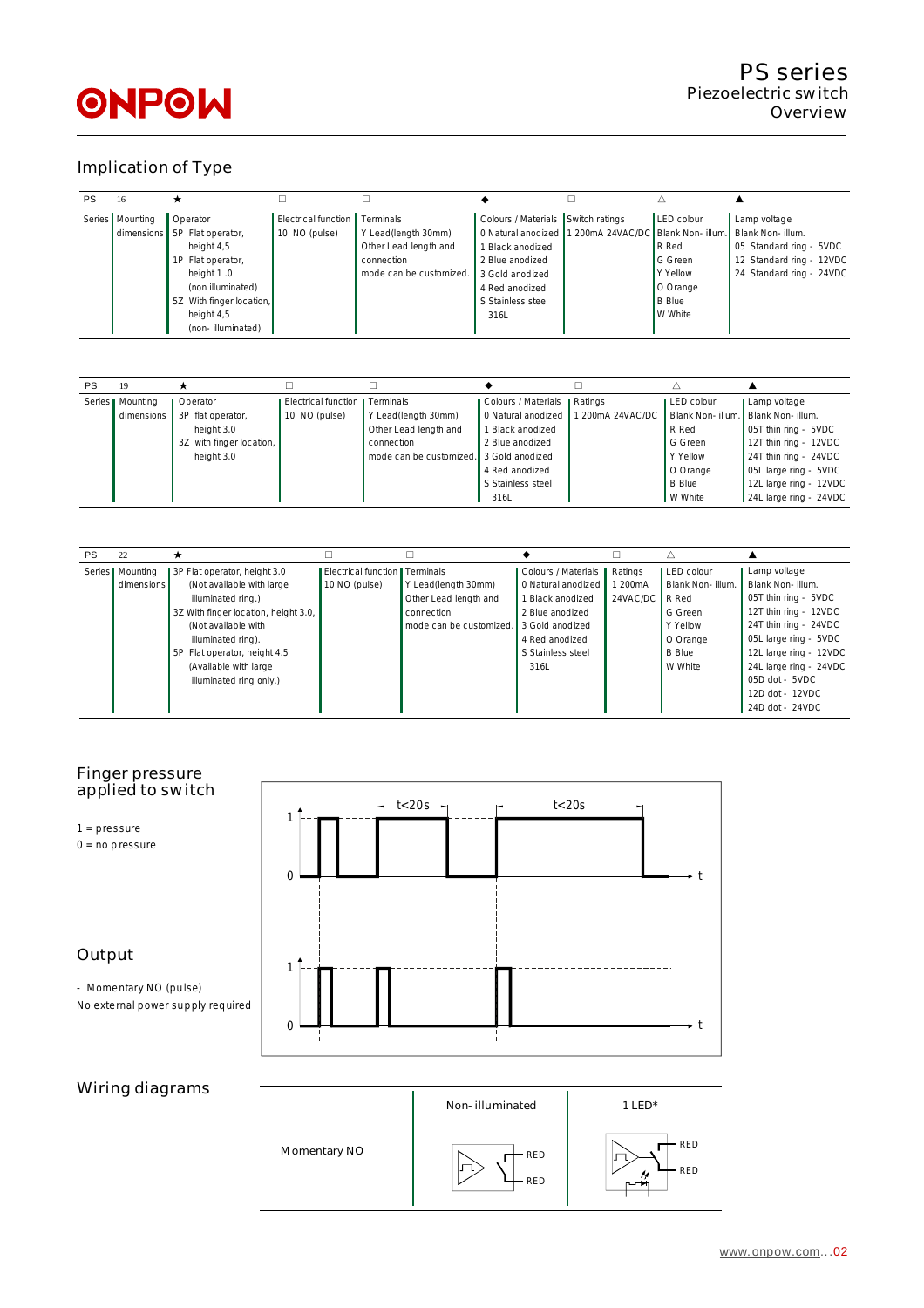# PS series
## Piezoelectric switch
## Overview

## Implication of Type

| PS | 16 | ★ | □ | □ | ◆ | □ | △ | ▲ |
|---|---|---|---|---|---|---|---|---|
| Series | Mounting dimensions | Operator<br>5P Flat operator, height 4,5<br>1P Flat operator, height 1 .0 (non illuminated)<br>5Z With finger location, height 4,5 (non- illuminated) | Electrical function<br>10 NO (pulse) | Terminals<br>Y Lead(length 30mm)<br>Other Lead length and connection mode can be customized. | Colours / Materials<br>0 Natural anodized<br>1 Black anodized<br>2 Blue anodized<br>3 Gold anodized<br>4 Red anodized<br>S Stainless steel 316L | Switch ratings<br>1 200mA 24VAC/DC | LED colour<br>Blank Non- illum.<br>R Red<br>G Green<br>Y Yellow<br>O Orange<br>B Blue<br>W White | Lamp voltage<br>Blank Non- illum.<br>05 Standard ring - 5VDC<br>12 Standard ring - 12VDC<br>24 Standard ring - 24VDC |

| PS | 19 | ★ | □ | □ | ◆ | □ | △ | ▲ |
|---|---|---|---|---|---|---|---|---|
| Series | Mounting dimensions | Operator<br>3P flat operator, height 3.0<br>3Z with finger location, height 3.0 | Electrical function<br>10 NO (pulse) | Terminals<br>Y Lead(length 30mm)<br>Other Lead length and connection mode can be customized. | Colours / Materials<br>0 Natural anodized<br>1 Black anodized<br>2 Blue anodized<br>3 Gold anodized<br>4 Red anodized<br>S Stainless steel 316L | Ratings<br>1 200mA 24VAC/DC | LED colour<br>Blank Non- illum.<br>R Red<br>G Green<br>Y Yellow<br>O Orange<br>B Blue<br>W White | Lamp voltage<br>Blank Non- illum.<br>05T thin ring - 5VDC<br>12T thin ring - 12VDC<br>24T thin ring - 24VDC<br>05L large ring - 5VDC<br>12L large ring - 12VDC<br>24L large ring - 24VDC |

| PS | 22 | ★ | □ | □ | ◆ | □ | △ | ▲ |
|---|---|---|---|---|---|---|---|---|
| Series | Mounting dimensions | 3P Flat operator, height 3.0 (Not available with large illuminated ring.)<br>3Z With finger location, height 3.0, (Not available with illuminated ring).<br>5P Flat operator, height 4.5 (Available with large illuminated ring only.) | Electrical function<br>10 NO (pulse) | Terminals<br>Y Lead(length 30mm)<br>Other Lead length and connection mode can be customized. | Colours / Materials<br>0 Natural anodized<br>1 Black anodized<br>2 Blue anodized<br>3 Gold anodized<br>4 Red anodized<br>S Stainless steel 316L | Ratings<br>1 200mA 24VAC/DC | LED colour<br>Blank Non- illum.<br>R Red<br>G Green<br>Y Yellow<br>O Orange<br>B Blue<br>W White | Lamp voltage<br>Blank Non- illum.<br>05T thin ring - 5VDC<br>12T thin ring - 12VDC<br>24T thin ring - 24VDC<br>05L large ring - 5VDC<br>12L large ring - 12VDC<br>24L large ring - 24VDC<br>05D dot - 5VDC<br>12D dot - 12VDC<br>24D dot - 24VDC |

## Finger pressure applied to switch

1 = pressure
0 = no pressure

## Output

- Momentary NO (pulse)

No external power supply required

## Wiring diagrams

| | Non- illuminated | 1 LED* |
|---|---|---|
| Momentary NO | RED / RED | RED / RED |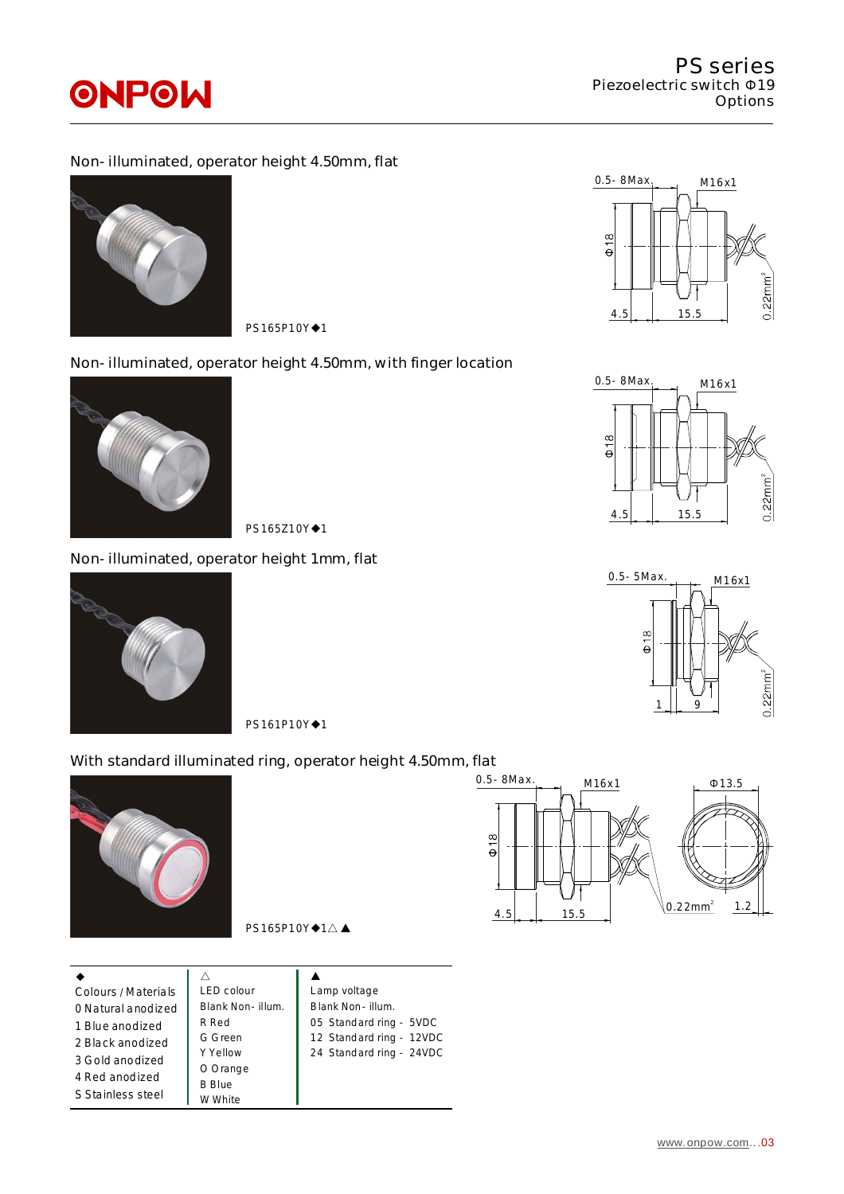## Non-illuminated, operator height 4.50mm, flat

PS165P10Y◆1

0.5-8Max. M16x1 Φ18 4.5 15.5 0.22mm²

## Non-illuminated, operator height 4.50mm, with finger location

PS165Z10Y◆1

0.5-8Max. M16x1 Φ18 4.5 15.5 0.22mm²

## Non-illuminated, operator height 1mm, flat

PS161P10Y◆1

0.5-5Max. M16x1 Φ18 1 9 0.22mm²

## With standard illuminated ring, operator height 4.50mm, flat

PS165P10Y◆1△▲

0.5-8Max. M16x1 Φ18 4.5 15.5 Φ13.5 0.22mm² 1.2

| ◆ Colours / Materials | △ LED colour | ▲ Lamp voltage |
|---|---|---|
| 0 Natural anodized | Blank Non-illum. | Blank Non-illum. |
| 1 Blue anodized | R Red | 05 Standard ring - 5VDC |
| 2 Black anodized | G Green | 12 Standard ring - 12VDC |
| 3 Gold anodized | Y Yellow | 24 Standard ring - 24VDC |
| 4 Red anodized | O Orange | |
| S Stainless steel | B Blue | |
| | W White | |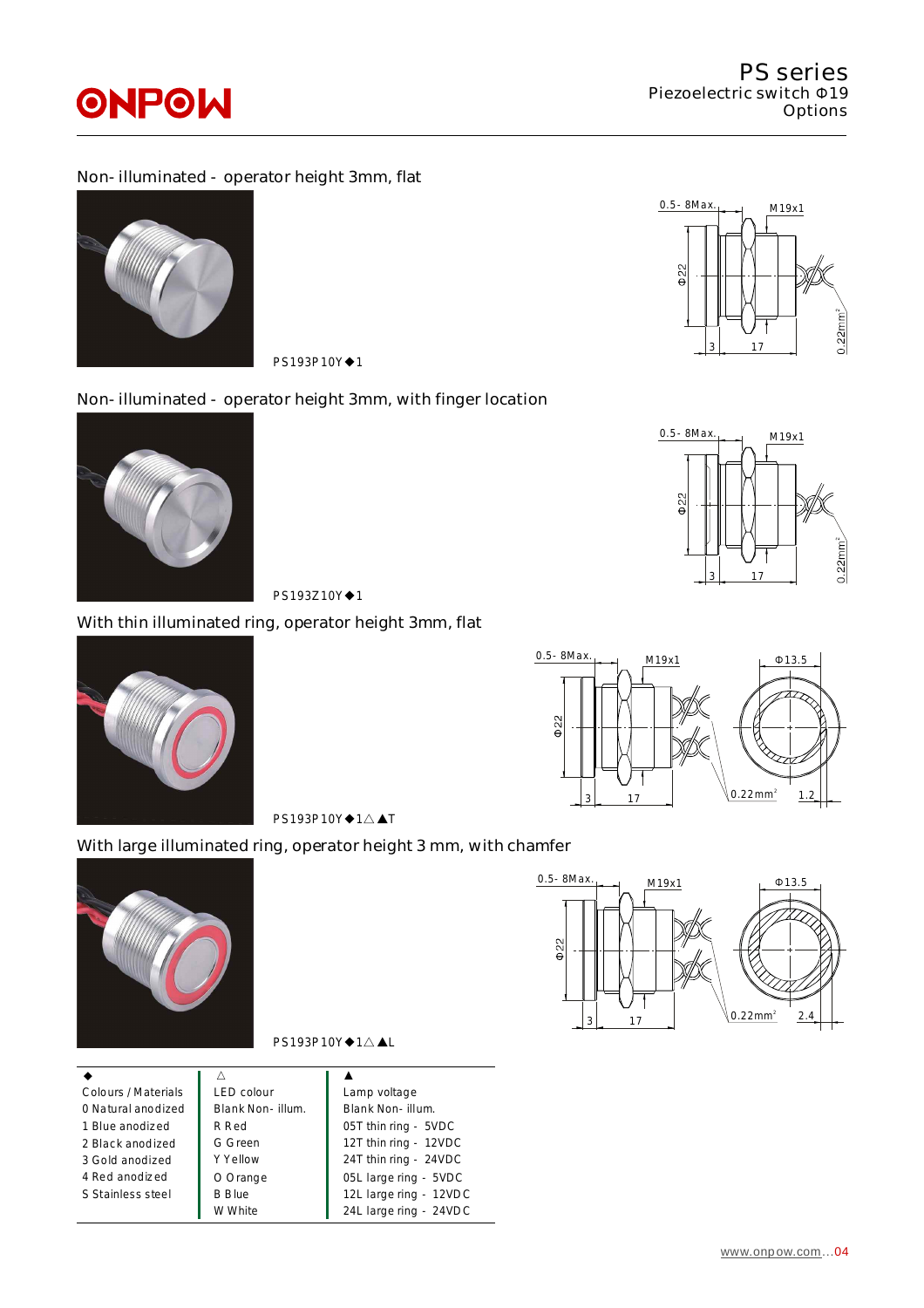## Non-illuminated - operator height 3mm, flat

PS193P10Y◆1

## Non-illuminated - operator height 3mm, with finger location

PS193Z10Y◆1

## With thin illuminated ring, operator height 3mm, flat

PS193P10Y◆1△▲T

## With large illuminated ring, operator height 3 mm, with chamfer

PS193P10Y◆1△▲L

| ◆ Colours / Materials | △ LED colour | ▲ Lamp voltage |
|---|---|---|
| 0 Natural anodized | Blank Non-illum. | Blank Non-illum. |
| 1 Blue anodized | R Red | 05T thin ring - 5VDC |
| 2 Black anodized | G Green | 12T thin ring - 12VDC |
| 3 Gold anodized | Y Yellow | 24T thin ring - 24VDC |
| 4 Red anodized | O Orange | 05L large ring - 5VDC |
| S Stainless steel | B Blue | 12L large ring - 12VDC |
| | W White | 24L large ring - 24VDC |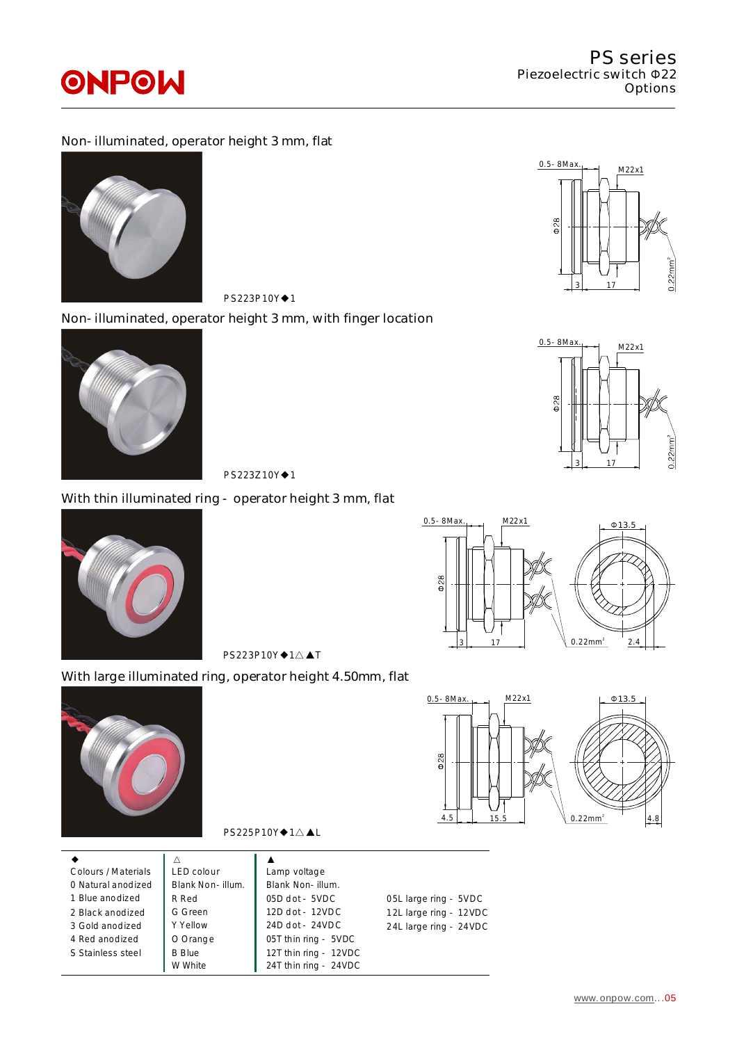# PS series

Piezoelectric switch Φ22

Options

## Non- illuminated, operator height 3 mm, flat

PS223P10Y◆1

0.5- 8Max. M22x1 Φ28 3 17 0.22mm²

## Non- illuminated, operator height 3 mm, with finger location

PS223Z10Y◆1

0.5- 8Max. M22x1 Φ28 3 17 0.22mm²

## With thin illuminated ring - operator height 3 mm, flat

PS223P10Y◆1△▲T

0.5- 8Max. M22x1 Φ28 3 17 0.22mm² Φ13.5 2.4

## With large illuminated ring, operator height 4.50mm, flat

PS225P10Y◆1△▲L

0.5- 8Max. M22x1 Φ28 4.5 15.5 0.22mm² Φ13.5 4.8

| ◆ | △ | ▲ | |
|---|---|---|---|
| Colours / Materials | LED colour | Lamp voltage | |
| 0 Natural anodized | Blank Non- illum. | Blank Non- illum. | |
| 1 Blue anodized | R Red | 05D dot - 5VDC | 05L large ring - 5VDC |
| 2 Black anodized | G Green | 12D dot - 12VDC | 12L large ring - 12VDC |
| 3 Gold anodized | Y Yellow | 24D dot - 24VDC | 24L large ring - 24VDC |
| 4 Red anodized | O Orange | 05T thin ring - 5VDC | |
| S Stainless steel | B Blue | 12T thin ring - 12VDC | |
| | W White | 24T thin ring - 24VDC | |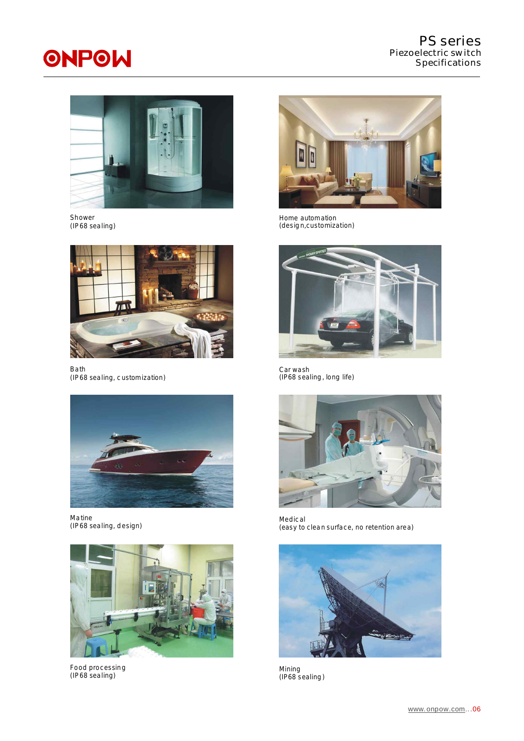Shower
(IP68 sealing)

Home automation
(design,customization)

Bath
(IP68 sealing, customization)

Car wash
(IP68 sealing, long life)

Matine
(IP68 sealing, design)

Medical
(easy to clean surface, no retention area)

Food processing
(IP68 sealing)

Mining
(IP68 sealing)